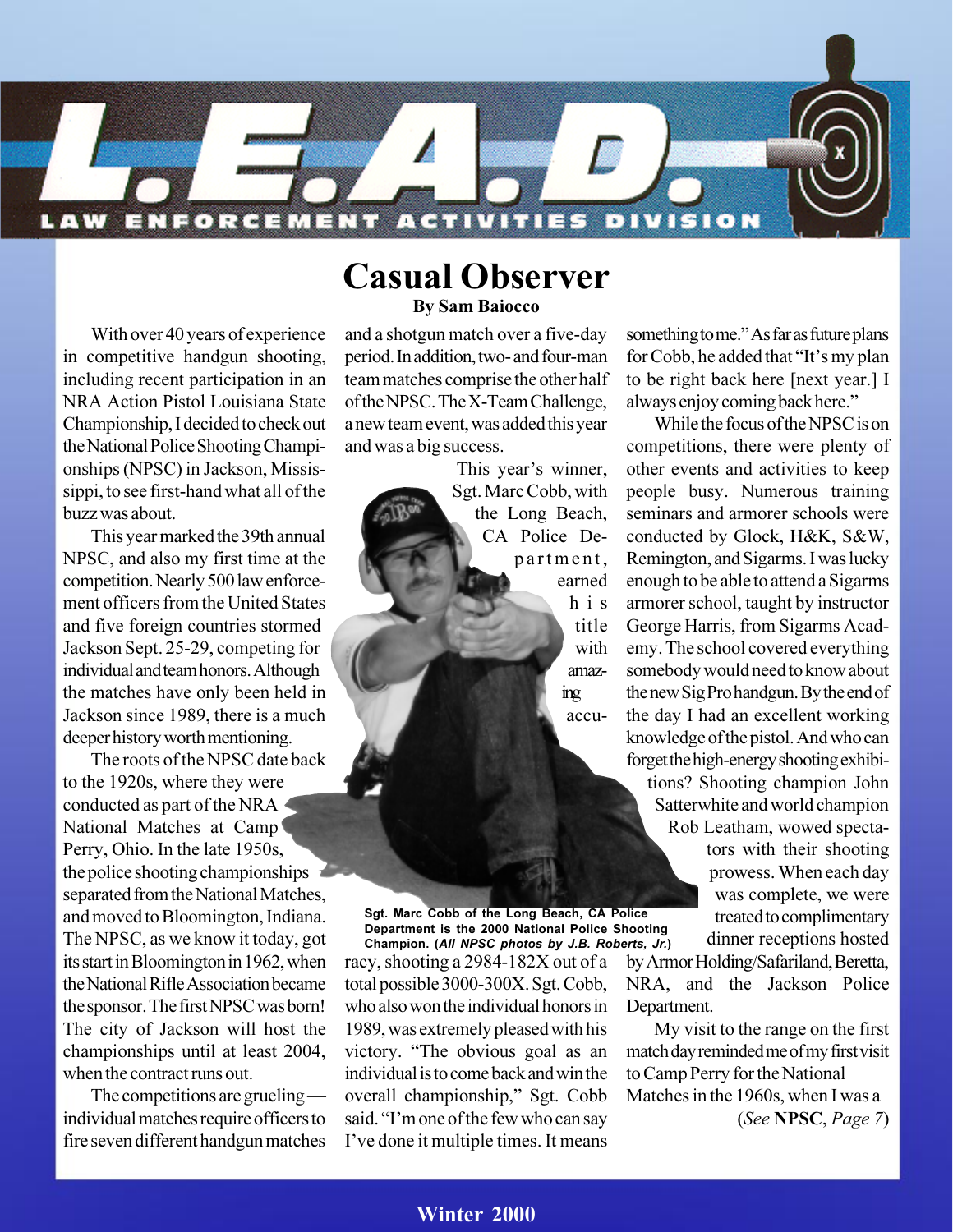# L.E.A.D.

LAW ENFORCEMENT ACTIVITIES DIVISION

## Casual Observer

**By Sam Baiocco**

With over 40 years of experience in competitive handgun shooting, including recent participation in an NRA Action Pistol Louisiana State Championship, I decided to check out the National Police Shooting Championships (NPSC) in Jackson, Mississippi, to see first-hand what all of the buzz was about.

This year marked the 39th annual NPSC, and also my first time at the competition. Nearly 500 law enforcement officers from the United States and five foreign countries stormed Jackson Sept. 25-29, competing for individual and team honors. Although the matches have only been held in Jackson since 1989, there is a much deeper history worth mentioning.

The roots of the NPSC date back to the 1920s, where they were conducted as part of the NRA National Matches at Camp Perry, Ohio. In the late 1950s, the police shooting championships separated from the National Matches, and moved to Bloomington, Indiana. The NPSC, as we know it today, got its start in Bloomington in 1962, when the National Rifle Association became the sponsor. The first NPSC was born! The city of Jackson will host the championships until at least 2004, when the contract runs out.

The competitions are grueling — individual matches require officers to fire seven different handgun matches and a shotgun match over a five-day period. In addition, two- and four-man team matches comprise the other half of the NPSC. The X-Team Challenge, a new team event, was added this year and was a big success.

This year's winner, Sgt. Marc Cobb, with the Long Beach, CA Police Department, earned his title with amazing accuracy, shooting a 2984-182X out of a total possible 3000-300X. Sgt. Cobb, who also won the individual honors in 1989, was extremely pleased with his victory. "The obvious goal as an individual is to come back and win the overall championship," Sgt. Cobb said. "I'm one of the few who can say I've done it multiple times. It means something to me." As far as future plans for Cobb, he added that "It's my plan to be right back here [next year.] I always enjoy coming back here."

**Sgt. Marc Cobb of the Long Beach, CA Police Department is the 2000 National Police Shooting Champion. (*All NPSC photos by J.B. Roberts, Jr.*)**

While the focus of the NPSC is on competitions, there were plenty of other events and activities to keep people busy. Numerous training seminars and armorer schools were conducted by Glock, H&K, S&W, Remington, and Sigarms. I was lucky enough to be able to attend a Sigarms armorer school, taught by instructor George Harris, from Sigarms Academy. The school covered everything somebody would need to know about the new SigPro handgun. By the end of the day I had an excellent working knowledge of the pistol. And who can forget the high-energy shooting exhibitions? Shooting champion John Satterwhite and world champion Rob Leatham, wowed spectators with their shooting prowess. When each day was complete, we were treated to complimentary dinner receptions hosted by Armor Holding/Safariland, Beretta, NRA, and the Jackson Police Department.

My visit to the range on the first match day reminded me of my first visit to Camp Perry for the National Matches in the 1960s, when I was a

(*See* **NPSC**, *Page 7*)

**Winter 2000**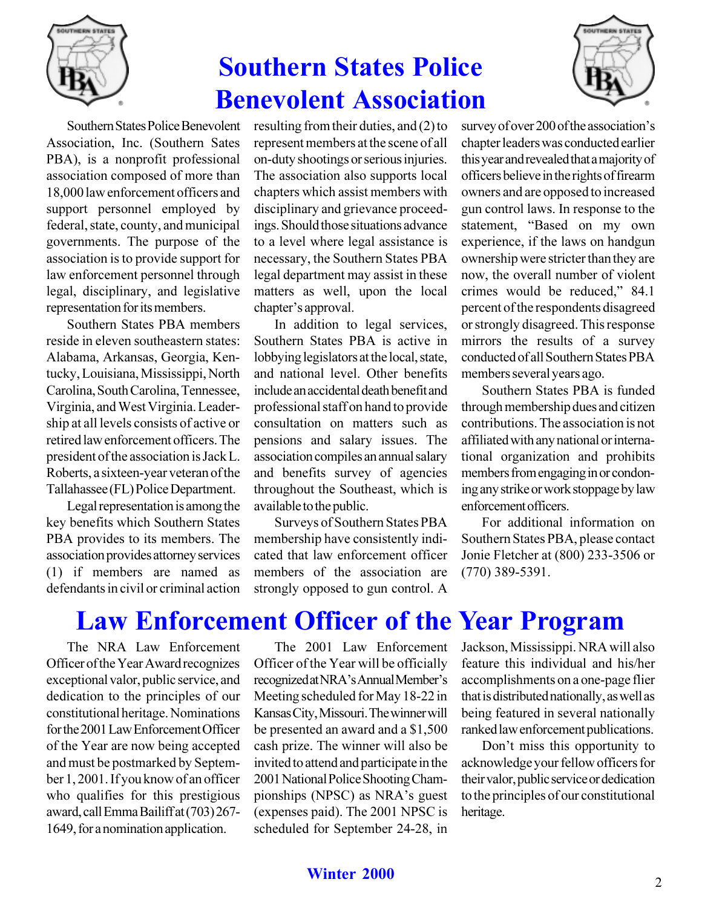# Southern States Police Benevolent Association

Southern States Police Benevolent Association, Inc. (Southern Sates PBA), is a nonprofit professional association composed of more than 18,000 law enforcement officers and support personnel employed by federal, state, county, and municipal governments. The purpose of the association is to provide support for law enforcement personnel through legal, disciplinary, and legislative representation for its members.

Southern States PBA members reside in eleven southeastern states: Alabama, Arkansas, Georgia, Kentucky, Louisiana, Mississippi, North Carolina, South Carolina, Tennessee, Virginia, and West Virginia. Leadership at all levels consists of active or retired law enforcement officers. The president of the association is Jack L. Roberts, a sixteen-year veteran of the Tallahassee (FL) Police Department.

Legal representation is among the key benefits which Southern States PBA provides to its members. The association provides attorney services (1) if members are named as defendants in civil or criminal action resulting from their duties, and (2) to represent members at the scene of all on-duty shootings or serious injuries. The association also supports local chapters which assist members with disciplinary and grievance proceedings. Should those situations advance to a level where legal assistance is necessary, the Southern States PBA legal department may assist in these matters as well, upon the local chapter's approval.

In addition to legal services, Southern States PBA is active in lobbying legislators at the local, state, and national level. Other benefits include an accidental death benefit and professional staff on hand to provide consultation on matters such as pensions and salary issues. The association compiles an annual salary and benefits survey of agencies throughout the Southeast, which is available to the public.

Surveys of Southern States PBA membership have consistently indicated that law enforcement officer members of the association are strongly opposed to gun control. A survey of over 200 of the association's chapter leaders was conducted earlier this year and revealed that a majority of officers believe in the rights of firearm owners and are opposed to increased gun control laws. In response to the statement, "Based on my own experience, if the laws on handgun ownership were stricter than they are now, the overall number of violent crimes would be reduced," 84.1 percent of the respondents disagreed or strongly disagreed. This response mirrors the results of a survey conducted of all Southern States PBA members several years ago.

Southern States PBA is funded through membership dues and citizen contributions. The association is not affiliated with any national or international organization and prohibits members from engaging in or condoning any strike or work stoppage by law enforcement officers.

For additional information on Southern States PBA, please contact Jonie Fletcher at (800) 233-3506 or (770) 389-5391.

# Law Enforcement Officer of the Year Program

The NRA Law Enforcement Officer of the Year Award recognizes exceptional valor, public service, and dedication to the principles of our constitutional heritage. Nominations for the 2001 Law Enforcement Officer of the Year are now being accepted and must be postmarked by September 1, 2001. If you know of an officer who qualifies for this prestigious award, call Emma Bailiff at (703) 267-1649, for a nomination application.

The 2001 Law Enforcement Officer of the Year will be officially recognized at NRA's Annual Member's Meeting scheduled for May 18-22 in Kansas City, Missouri. The winner will be presented an award and a $1,500 cash prize. The winner will also be invited to attend and participate in the 2001 National Police Shooting Championships (NPSC) as NRA's guest (expenses paid). The 2001 NPSC is scheduled for September 24-28, in Jackson, Mississippi. NRA will also feature this individual and his/her accomplishments on a one-page flier that is distributed nationally, as well as being featured in several nationally ranked law enforcement publications.

Don't miss this opportunity to acknowledge your fellow officers for their valor, public service or dedication to the principles of our constitutional heritage.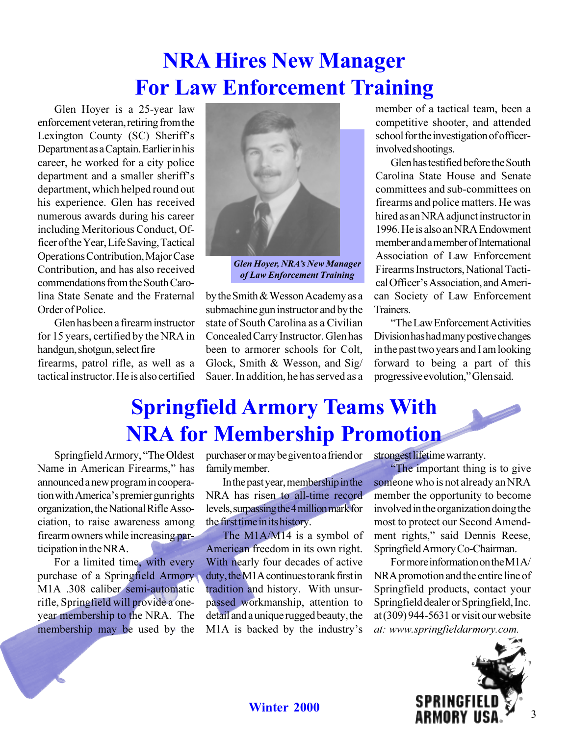# NRA Hires New Manager For Law Enforcement Training

Glen Hoyer is a 25-year law enforcement veteran, retiring from the Lexington County (SC) Sheriff's Department as a Captain. Earlier in his career, he worked for a city police department and a smaller sheriff's department, which helped round out his experience. Glen has received numerous awards during his career including Meritorious Conduct, Officer of the Year, Life Saving, Tactical Operations Contribution, Major Case Contribution, and has also received commendations from the South Carolina State Senate and the Fraternal Order of Police.

Glen has been a firearm instructor for 15 years, certified by the NRA in handgun, shotgun, select fire firearms, patrol rifle, as well as a tactical instructor. He is also certified by the Smith & Wesson Academy as a submachine gun instructor and by the state of South Carolina as a Civilian Concealed Carry Instructor. Glen has been to armorer schools for Colt, Glock, Smith & Wesson, and Sig/Sauer. In addition, he has served as a member of a tactical team, been a competitive shooter, and attended school for the investigation of officer-involved shootings.

*Glen Hoyer, NRA's New Manager of Law Enforcement Training*

Glen has testified before the South Carolina State House and Senate committees and sub-committees on firearms and police matters. He was hired as an NRA adjunct instructor in 1996. He is also an NRA Endowment member and a member of International Association of Law Enforcement Firearms Instructors, National Tactical Officer's Association, and American Society of Law Enforcement Trainers.

"The Law Enforcement Activities Division has had many postive changes in the past two years and I am looking forward to being a part of this progressive evolution," Glen said.

# Springfield Armory Teams With NRA for Membership Promotion

Springfield Armory, "The Oldest Name in American Firearms," has announced a new program in cooperation with America's premier gun rights organization, the National Rifle Association, to raise awareness among firearm owners while increasing participation in the NRA.

For a limited time, with every purchase of a Springfield Armory M1A .308 caliber semi-automatic rifle, Springfield will provide a one-year membership to the NRA. The membership may be used by the purchaser or may be given to a friend or family member.

In the past year, membership in the NRA has risen to all-time record levels, surpassing the 4 million mark for the first time in its history.

The M1A/M14 is a symbol of American freedom in its own right. With nearly four decades of active duty, the M1A continues to rank first in tradition and history. With unsurpassed workmanship, attention to detail and a unique rugged beauty, the M1A is backed by the industry's strongest lifetime warranty.

"The important thing is to give someone who is not already an NRA member the opportunity to become involved in the organization doing the most to protect our Second Amendment rights," said Dennis Reese, Springfield Armory Co-Chairman.

For more information on the M1A/NRA promotion and the entire line of Springfield products, contact your Springfield dealer or Springfield, Inc. at (309) 944-5631 or visit our website *at: www.springfieldarmory.com.*

SPRINGFIELD ARMORY USA.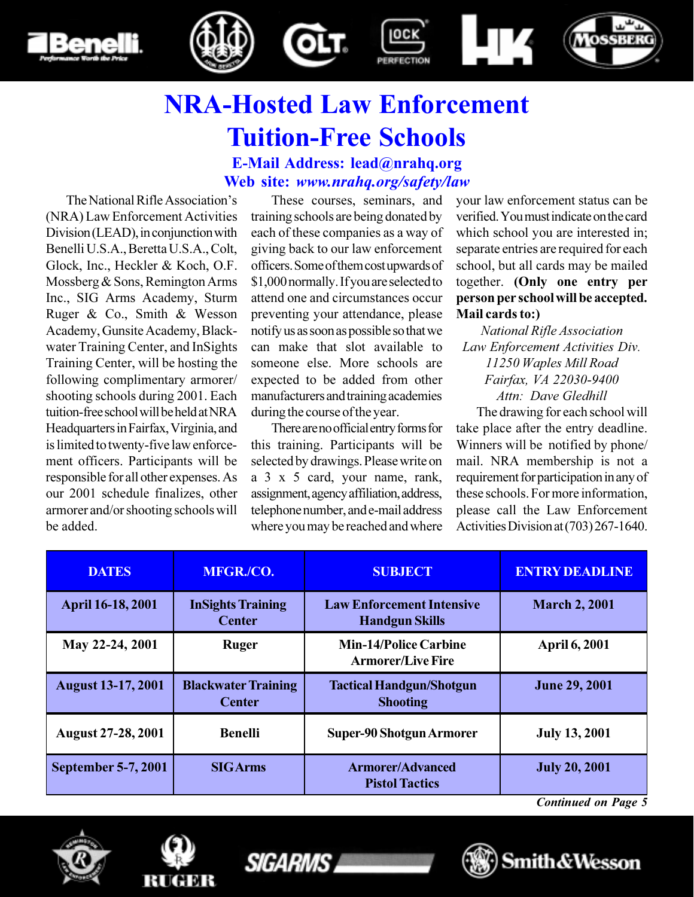# NRA-Hosted Law Enforcement Tuition-Free Schools

**E-Mail Address: lead@nrahq.org**
**Web site: *www.nrahq.org/safety/law***

The National Rifle Association's (NRA) Law Enforcement Activities Division (LEAD), in conjunction with Benelli U.S.A., Beretta U.S.A., Colt, Glock, Inc., Heckler & Koch, O.F. Mossberg & Sons, Remington Arms Inc., SIG Arms Academy, Sturm Ruger & Co., Smith & Wesson Academy, Gunsite Academy, Blackwater Training Center, and InSights Training Center, will be hosting the following complimentary armorer/shooting schools during 2001. Each tuition-free school will be held at NRA Headquarters in Fairfax, Virginia, and is limited to twenty-five law enforcement officers. Participants will be responsible for all other expenses. As our 2001 schedule finalizes, other armorer and/or shooting schools will be added.

These courses, seminars, and training schools are being donated by each of these companies as a way of giving back to our law enforcement officers. Some of them cost upwards of $1,000 normally. If you are selected to attend one and circumstances occur preventing your attendance, please notify us as soon as possible so that we can make that slot available to someone else. More schools are expected to be added from other manufacturers and training academies during the course of the year.

There are no official entry forms for this training. Participants will be selected by drawings. Please write on a 3 x 5 card, your name, rank, assignment, agency affiliation, address, telephone number, and e-mail address where you may be reached and where your law enforcement status can be verified. You must indicate on the card which school you are interested in; separate entries are required for each school, but all cards may be mailed together. **(Only one entry per person per school will be accepted. Mail cards to:)**

*National Rifle Association*
*Law Enforcement Activities Div.*
*11250 Waples Mill Road*
*Fairfax, VA 22030-9400*
*Attn: Dave Gledhill*

The drawing for each school will take place after the entry deadline. Winners will be notified by phone/mail. NRA membership is not a requirement for participation in any of these schools. For more information, please call the Law Enforcement Activities Division at (703) 267-1640.

| DATES | MFGR./CO. | SUBJECT | ENTRY DEADLINE |
|---|---|---|---|
| April 16-18, 2001 | InSights Training Center | Law Enforcement Intensive Handgun Skills | March 2, 2001 |
| May 22-24, 2001 | Ruger | Min-14/Police Carbine Armorer/Live Fire | April 6, 2001 |
| August 13-17, 2001 | Blackwater Training Center | Tactical Handgun/Shotgun Shooting | June 29, 2001 |
| August 27-28, 2001 | Benelli | Super-90 Shotgun Armorer | July 13, 2001 |
| September 5-7, 2001 | SIG Arms | Armorer/Advanced Pistol Tactics | July 20, 2001 |

***Continued on Page 5***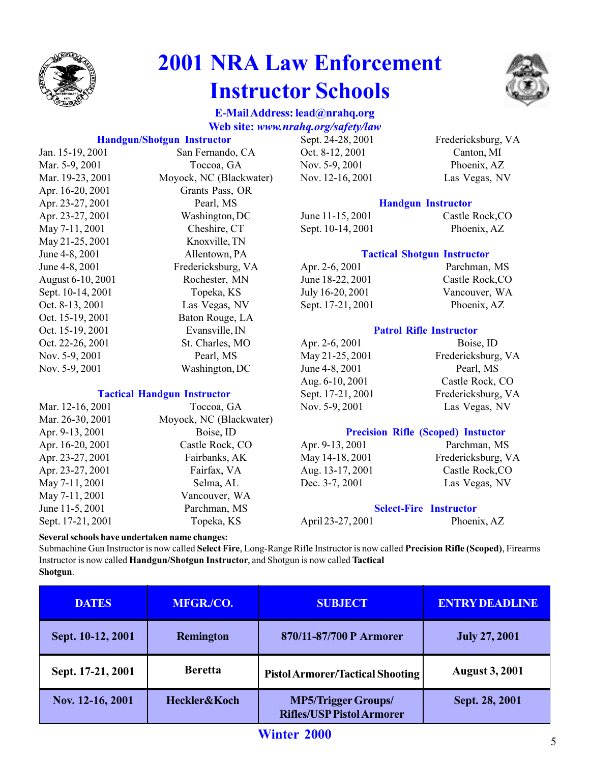# 2001 NRA Law Enforcement Instructor Schools

**E-Mail Address: lead@nrahq.org**
**Web site: *www.nrahq.org/safety/law***

### Handgun/Shotgun Instructor

| | |
|---|---|
| Jan. 15-19, 2001 | San Fernando, CA |
| Mar. 5-9, 2001 | Toccoa, GA |
| Mar. 19-23, 2001 | Moyock, NC (Blackwater) |
| Apr. 16-20, 2001 | Grants Pass, OR |
| Apr. 23-27, 2001 | Pearl, MS |
| Apr. 23-27, 2001 | Washington, DC |
| May 7-11, 2001 | Cheshire, CT |
| May 21-25, 2001 | Knoxville, TN |
| June 4-8, 2001 | Allentown, PA |
| June 4-8, 2001 | Fredericksburg, VA |
| August 6-10, 2001 | Rochester, MN |
| Sept. 10-14, 2001 | Topeka, KS |
| Oct. 8-13, 2001 | Las Vegas, NV |
| Oct. 15-19, 2001 | Baton Rouge, LA |
| Oct. 15-19, 2001 | Evansville, IN |
| Oct. 22-26, 2001 | St. Charles, MO |
| Nov. 5-9, 2001 | Pearl, MS |
| Nov. 5-9, 2001 | Washington, DC |
| Sept. 24-28, 2001 | Fredericksburg, VA |
| Oct. 8-12, 2001 | Canton, MI |
| Nov. 5-9, 2001 | Phoenix, AZ |
| Nov. 12-16, 2001 | Las Vegas, NV |

### Tactical Handgun Instructor

| | |
|---|---|
| Mar. 12-16, 2001 | Toccoa, GA |
| Mar. 26-30, 2001 | Moyock, NC (Blackwater) |
| Apr. 9-13, 2001 | Boise, ID |
| Apr. 16-20, 2001 | Castle Rock, CO |
| Apr. 23-27, 2001 | Fairbanks, AK |
| Apr. 23-27, 2001 | Fairfax, VA |
| May 7-11, 2001 | Selma, AL |
| May 7-11, 2001 | Vancouver, WA |
| June 11-5, 2001 | Parchman, MS |
| Sept. 17-21, 2001 | Topeka, KS |

### Handgun Instructor

| | |
|---|---|
| June 11-15, 2001 | Castle Rock,CO |
| Sept. 10-14, 2001 | Phoenix, AZ |

### Tactical Shotgun Instructor

| | |
|---|---|
| Apr. 2-6, 2001 | Parchman, MS |
| June 18-22, 2001 | Castle Rock,CO |
| July 16-20, 2001 | Vancouver, WA |
| Sept. 17-21, 2001 | Phoenix, AZ |

### Patrol Rifle Instructor

| | |
|---|---|
| Apr. 2-6, 2001 | Boise, ID |
| May 21-25, 2001 | Fredericksburg, VA |
| June 4-8, 2001 | Pearl, MS |
| Aug. 6-10, 2001 | Castle Rock, CO |
| Sept. 17-21, 2001 | Fredericksburg, VA |
| Nov. 5-9, 2001 | Las Vegas, NV |

### Precision Rifle (Scoped) Instuctor

| | |
|---|---|
| Apr. 9-13, 2001 | Parchman, MS |
| May 14-18, 2001 | Fredericksburg, VA |
| Aug. 13-17, 2001 | Castle Rock,CO |
| Dec. 3-7, 2001 | Las Vegas, NV |

### Select-Fire Instructor

| | |
|---|---|
| April 23-27, 2001 | Phoenix, AZ |

**Several schools have undertaken name changes:**
Submachine Gun Instructor is now called **Select Fire**, Long-Range Rifle Instructor is now called **Precision Rifle (Scoped)**, Firearms Instructor is now called **Handgun/Shotgun Instructor**, and Shotgun is now called **Tactical Shotgun**.

| DATES | MFGR./CO. | SUBJECT | ENTRY DEADLINE |
|---|---|---|---|
| **Sept. 10-12, 2001** | **Remington** | **870/11-87/700 P Armorer** | **July 27, 2001** |
| **Sept. 17-21, 2001** | **Beretta** | **Pistol Armorer/Tactical Shooting** | **August 3, 2001** |
| **Nov. 12-16, 2001** | **Heckler&Koch** | **MP5/Trigger Groups/ Rifles/USP Pistol Armorer** | **Sept. 28, 2001** |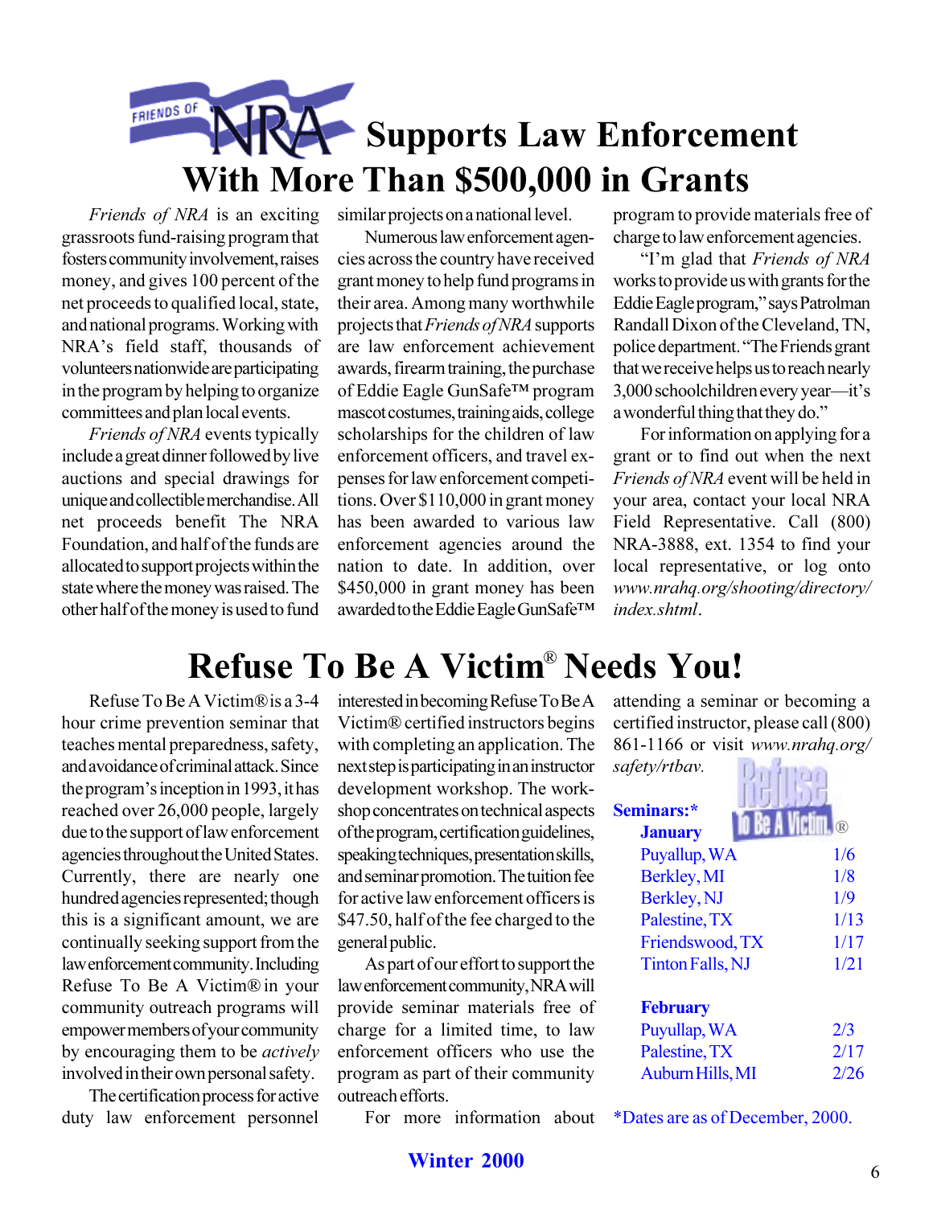# Friends of NRA Supports Law Enforcement With More Than $500,000 in Grants

*Friends of NRA* is an exciting grassroots fund-raising program that fosters community involvement, raises money, and gives 100 percent of the net proceeds to qualified local, state, and national programs. Working with NRA's field staff, thousands of volunteers nationwide are participating in the program by helping to organize committees and plan local events.

*Friends of NRA* events typically include a great dinner followed by live auctions and special drawings for unique and collectible merchandise. All net proceeds benefit The NRA Foundation, and half of the funds are allocated to support projects within the state where the money was raised. The other half of the money is used to fund similar projects on a national level.

Numerous law enforcement agencies across the country have received grant money to help fund programs in their area. Among many worthwhile projects that *Friends of NRA* supports are law enforcement achievement awards, firearm training, the purchase of Eddie Eagle GunSafe™ program mascot costumes, training aids, college scholarships for the children of law enforcement officers, and travel expenses for law enforcement competitions. Over $110,000 in grant money has been awarded to various law enforcement agencies around the nation to date. In addition, over $450,000 in grant money has been awarded to the Eddie Eagle GunSafe™ program to provide materials free of charge to law enforcement agencies.

"I'm glad that *Friends of NRA* works to provide us with grants for the Eddie Eagle program," says Patrolman Randall Dixon of the Cleveland, TN, police department. "The Friends grant that we receive helps us to reach nearly 3,000 schoolchildren every year—it's a wonderful thing that they do."

For information on applying for a grant or to find out when the next *Friends of NRA* event will be held in your area, contact your local NRA Field Representative. Call (800) NRA-3888, ext. 1354 to find your local representative, or log onto *www.nrahq.org/shooting/directory/index.shtml*.

# Refuse To Be A Victim® Needs You!

Refuse To Be A Victim® is a 3-4 hour crime prevention seminar that teaches mental preparedness, safety, and avoidance of criminal attack. Since the program's inception in 1993, it has reached over 26,000 people, largely due to the support of law enforcement agencies throughout the United States. Currently, there are nearly one hundred agencies represented; though this is a significant amount, we are continually seeking support from the law enforcement community. Including Refuse To Be A Victim® in your community outreach programs will empower members of your community by encouraging them to be *actively* involved in their own personal safety.

The certification process for active duty law enforcement personnel interested in becoming Refuse To Be A Victim® certified instructors begins with completing an application. The next step is participating in an instructor development workshop. The workshop concentrates on technical aspects of the program, certification guidelines, speaking techniques, presentation skills, and seminar promotion. The tuition fee for active law enforcement officers is $47.50, half of the fee charged to the general public.

As part of our effort to support the law enforcement community, NRA will provide seminar materials free of charge for a limited time, to law enforcement officers who use the program as part of their community outreach efforts.

For more information about attending a seminar or becoming a certified instructor, please call (800) 861-1166 or visit *www.nrahq.org/safety/rtbav*.

**Seminars:***

**January**

| | |
|---|---|
| Puyallup, WA | 1/6 |
| Berkley, MI | 1/8 |
| Berkley, NJ | 1/9 |
| Palestine, TX | 1/13 |
| Friendswood, TX | 1/17 |
| Tinton Falls, NJ | 1/21 |

**February**

| | |
|---|---|
| Puyullap, WA | 2/3 |
| Palestine, TX | 2/17 |
| Auburn Hills, MI | 2/26 |

*Dates are as of December, 2000.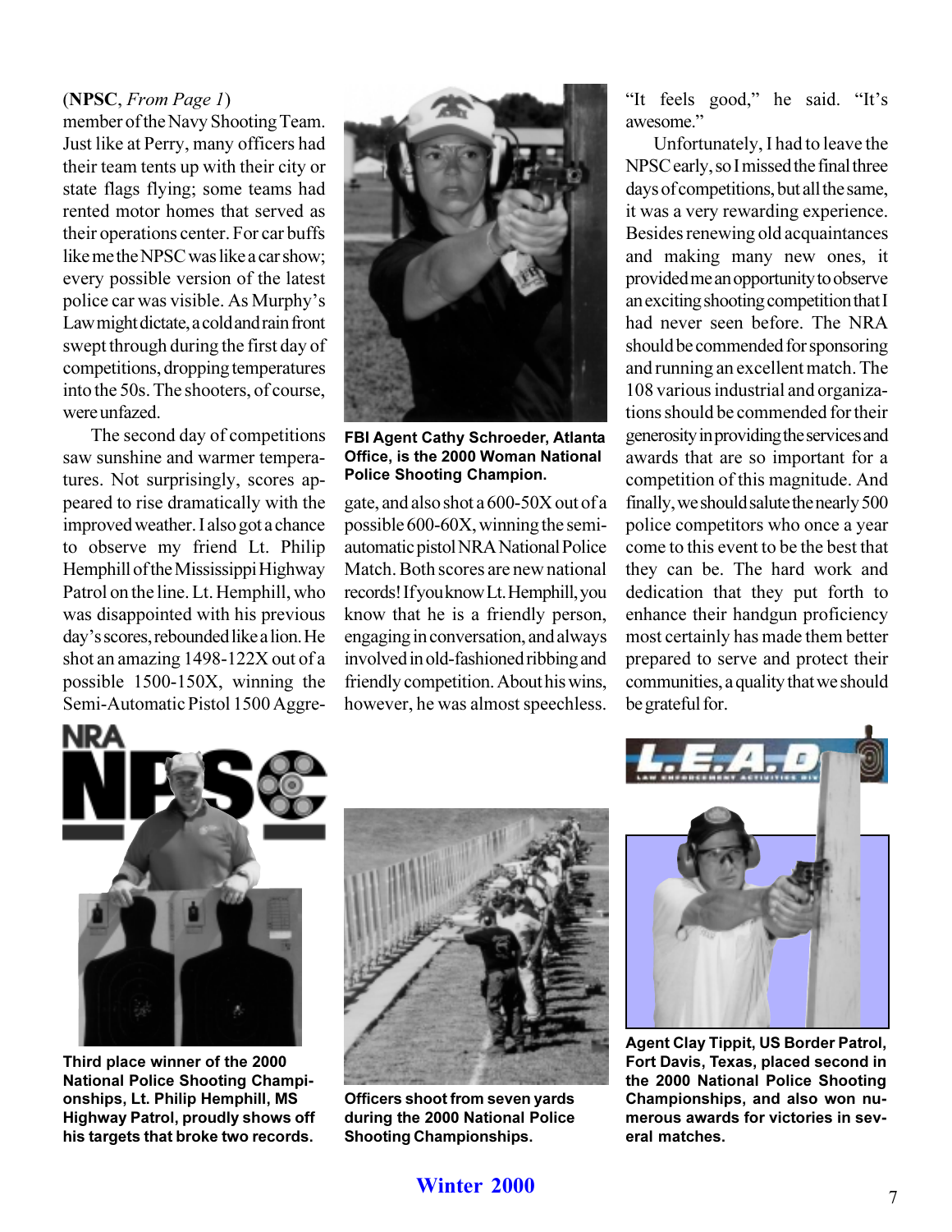(**NPSC**, *From Page 1*)
member of the Navy Shooting Team. Just like at Perry, many officers had their team tents up with their city or state flags flying; some teams had rented motor homes that served as their operations center. For car buffs like me the NPSC was like a car show; every possible version of the latest police car was visible. As Murphy's Law might dictate, a cold and rain front swept through during the first day of competitions, dropping temperatures into the 50s. The shooters, of course, were unfazed.

The second day of competitions saw sunshine and warmer temperatures. Not surprisingly, scores appeared to rise dramatically with the improved weather. I also got a chance to observe my friend Lt. Philip Hemphill of the Mississippi Highway Patrol on the line. Lt. Hemphill, who was disappointed with his previous day's scores, rebounded like a lion. He shot an amazing 1498-122X out of a possible 1500-150X, winning the Semi-Automatic Pistol 1500 Aggregate, and also shot a 600-50X out of a possible 600-60X, winning the semi-automatic pistol NRA National Police Match. Both scores are new national records! If you know Lt. Hemphill, you know that he is a friendly person, engaging in conversation, and always involved in old-fashioned ribbing and friendly competition. About his wins, however, he was almost speechless.

**FBI Agent Cathy Schroeder, Atlanta Office, is the 2000 Woman National Police Shooting Champion.**

"It feels good," he said. "It's awesome."

Unfortunately, I had to leave the NPSC early, so I missed the final three days of competitions, but all the same, it was a very rewarding experience. Besides renewing old acquaintances and making many new ones, it provided me an opportunity to observe an exciting shooting competition that I had never seen before. The NRA should be commended for sponsoring and running an excellent match. The 108 various industrial and organizations should be commended for their generosity in providing the services and awards that are so important for a competition of this magnitude. And finally, we should salute the nearly 500 police competitors who once a year come to this event to be the best that they can be. The hard work and dedication that they put forth to enhance their handgun proficiency most certainly has made them better prepared to serve and protect their communities, a quality that we should be grateful for.

**Third place winner of the 2000 National Police Shooting Championships, Lt. Philip Hemphill, MS Highway Patrol, proudly shows off his targets that broke two records.**

**Officers shoot from seven yards during the 2000 National Police Shooting Championships.**

**Agent Clay Tippit, US Border Patrol, Fort Davis, Texas, placed second in the 2000 National Police Shooting Championships, and also won numerous awards for victories in several matches.**

Winter 2000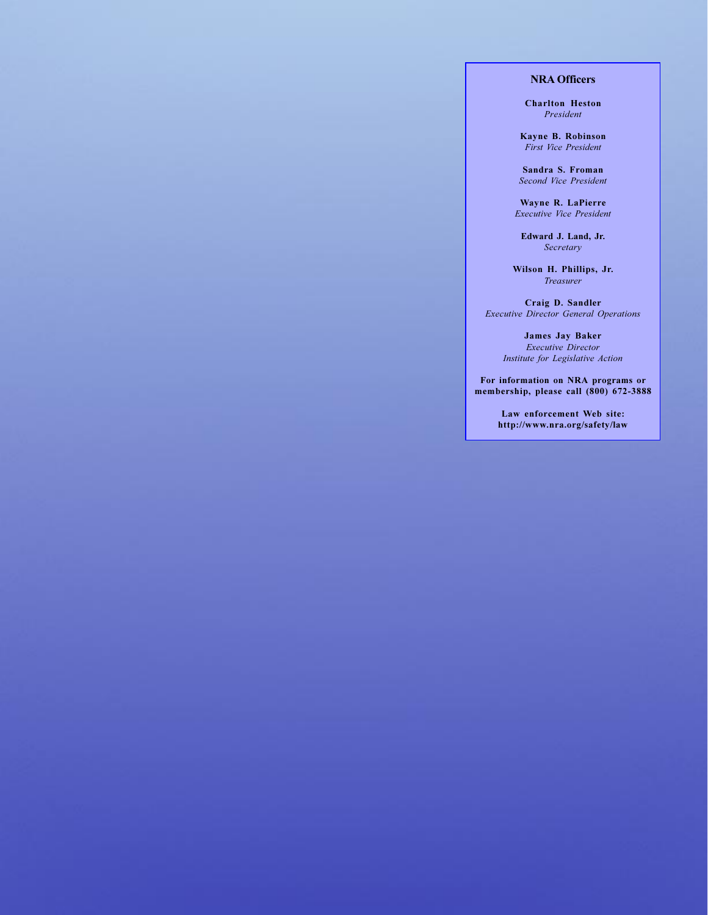## NRA Officers

**Charlton Heston**
*President*

**Kayne B. Robinson**
*First Vice President*

**Sandra S. Froman**
*Second Vice President*

**Wayne R. LaPierre**
*Executive Vice President*

**Edward J. Land, Jr.**
*Secretary*

**Wilson H. Phillips, Jr.**
*Treasurer*

**Craig D. Sandler**
*Executive Director General Operations*

**James Jay Baker**
*Executive Director*
*Institute for Legislative Action*

**For information on NRA programs or membership, please call (800) 672-3888**

**Law enforcement Web site:**
**http://www.nra.org/safety/law**